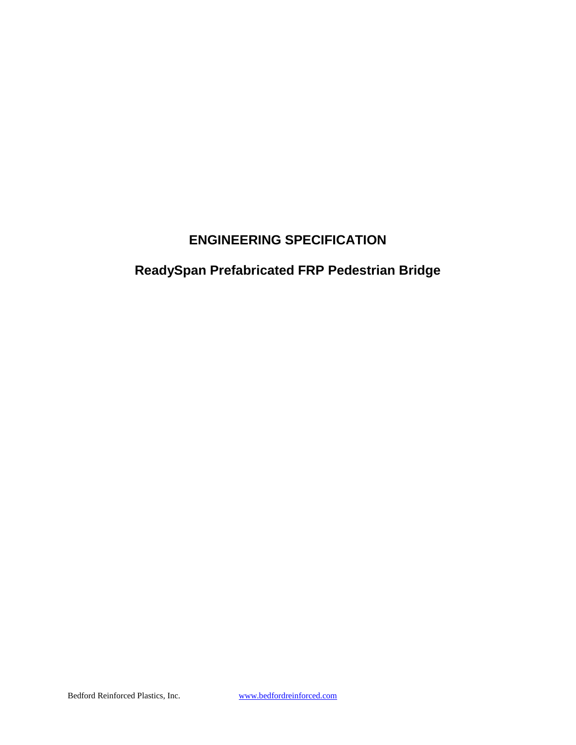# ENGINEERING SPECIFICATION

## ReadySpan Prefabricated FRP Pedestrian Bridge

Bedford Reinforced Plastics, Inc. www.bedfordreinforced.com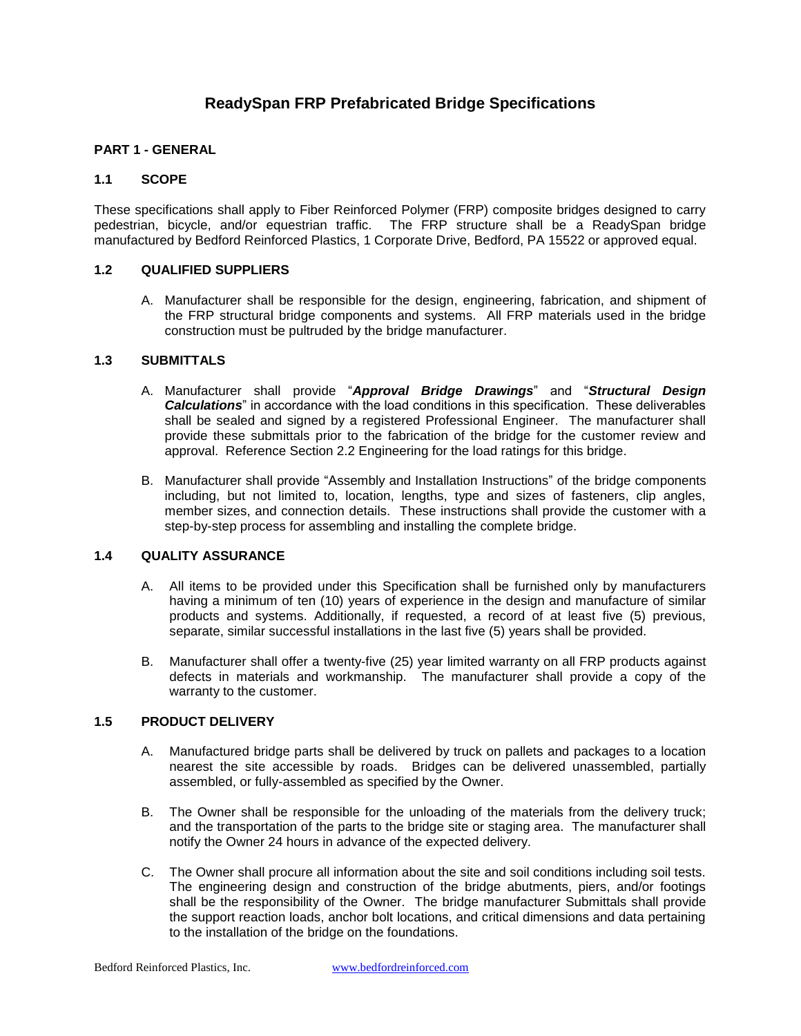# ReadySpan FRP Prefabricated Bridge Specifications

## PART 1 - GENERAL

### 1.1 SCOPE

These specifications shall apply to Fiber Reinforced Polymer (FRP) composite bridges designed to carry pedestrian, bicycle, and/or equestrian traffic. The FRP structure shall be a ReadySpan bridge manufactured by Bedford Reinforced Plastics, 1 Corporate Drive, Bedford, PA 15522 or approved equal.

### 1.2 QUALIFIED SUPPLIERS

A. Manufacturer shall be responsible for the design, engineering, fabrication, and shipment of the FRP structural bridge components and systems. All FRP materials used in the bridge construction must be pultruded by the bridge manufacturer.

### 1.3 SUBMITTALS

A. Manufacturer shall provide "***Approval Bridge Drawings***" and "***Structural Design Calculations***" in accordance with the load conditions in this specification. These deliverables shall be sealed and signed by a registered Professional Engineer. The manufacturer shall provide these submittals prior to the fabrication of the bridge for the customer review and approval. Reference Section 2.2 Engineering for the load ratings for this bridge.

B. Manufacturer shall provide "Assembly and Installation Instructions" of the bridge components including, but not limited to, location, lengths, type and sizes of fasteners, clip angles, member sizes, and connection details. These instructions shall provide the customer with a step-by-step process for assembling and installing the complete bridge.

### 1.4 QUALITY ASSURANCE

A. All items to be provided under this Specification shall be furnished only by manufacturers having a minimum of ten (10) years of experience in the design and manufacture of similar products and systems. Additionally, if requested, a record of at least five (5) previous, separate, similar successful installations in the last five (5) years shall be provided.

B. Manufacturer shall offer a twenty-five (25) year limited warranty on all FRP products against defects in materials and workmanship. The manufacturer shall provide a copy of the warranty to the customer.

### 1.5 PRODUCT DELIVERY

A. Manufactured bridge parts shall be delivered by truck on pallets and packages to a location nearest the site accessible by roads. Bridges can be delivered unassembled, partially assembled, or fully-assembled as specified by the Owner.

B. The Owner shall be responsible for the unloading of the materials from the delivery truck; and the transportation of the parts to the bridge site or staging area. The manufacturer shall notify the Owner 24 hours in advance of the expected delivery.

C. The Owner shall procure all information about the site and soil conditions including soil tests. The engineering design and construction of the bridge abutments, piers, and/or footings shall be the responsibility of the Owner. The bridge manufacturer Submittals shall provide the support reaction loads, anchor bolt locations, and critical dimensions and data pertaining to the installation of the bridge on the foundations.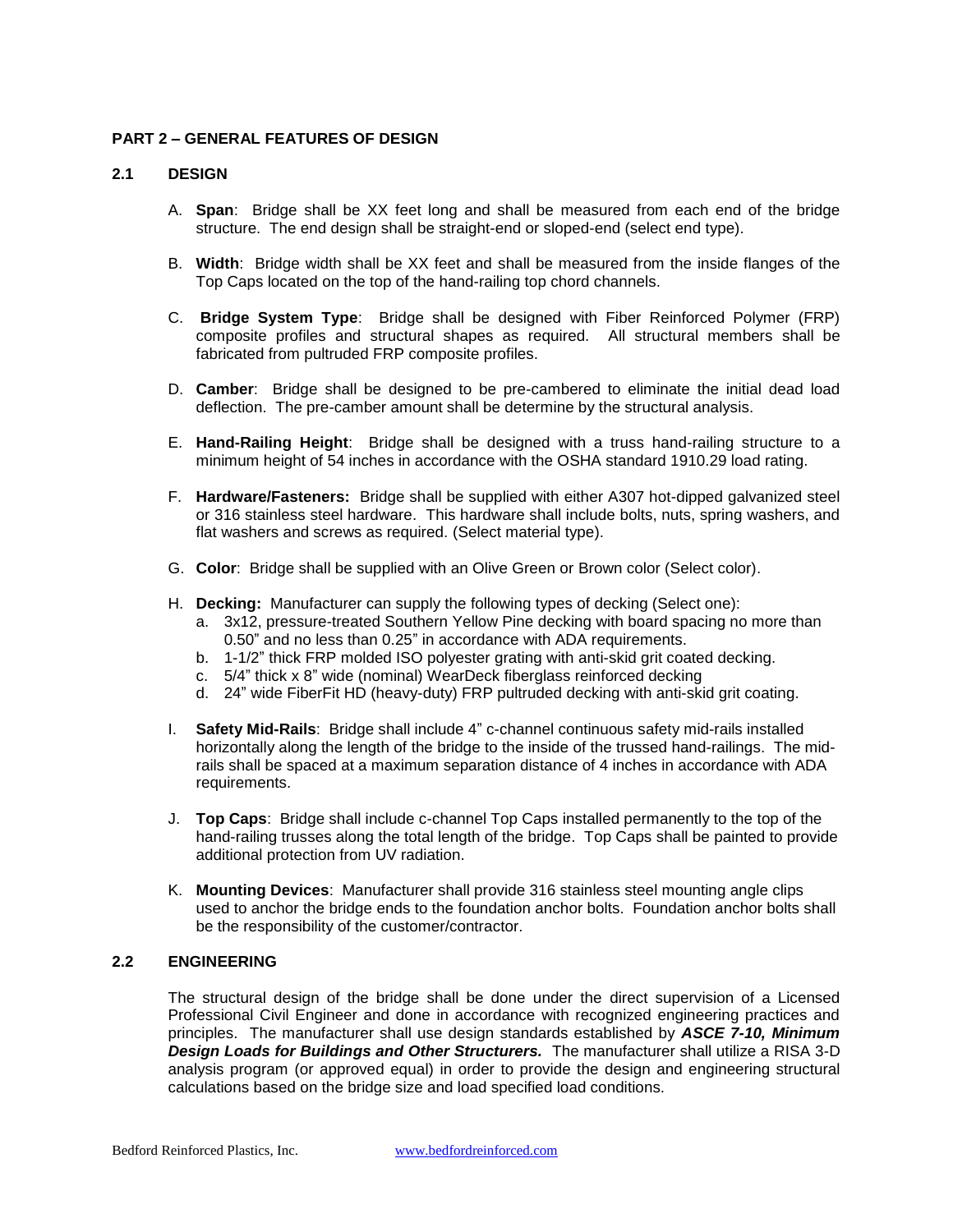## PART 2 – GENERAL FEATURES OF DESIGN

### 2.1 DESIGN

A. **Span**: Bridge shall be XX feet long and shall be measured from each end of the bridge structure. The end design shall be straight-end or sloped-end (select end type).

B. **Width**: Bridge width shall be XX feet and shall be measured from the inside flanges of the Top Caps located on the top of the hand-railing top chord channels.

C. **Bridge System Type**: Bridge shall be designed with Fiber Reinforced Polymer (FRP) composite profiles and structural shapes as required. All structural members shall be fabricated from pultruded FRP composite profiles.

D. **Camber**: Bridge shall be designed to be pre-cambered to eliminate the initial dead load deflection. The pre-camber amount shall be determine by the structural analysis.

E. **Hand-Railing Height**: Bridge shall be designed with a truss hand-railing structure to a minimum height of 54 inches in accordance with the OSHA standard 1910.29 load rating.

F. **Hardware/Fasteners:** Bridge shall be supplied with either A307 hot-dipped galvanized steel or 316 stainless steel hardware. This hardware shall include bolts, nuts, spring washers, and flat washers and screws as required. (Select material type).

G. **Color**: Bridge shall be supplied with an Olive Green or Brown color (Select color).

H. **Decking:** Manufacturer can supply the following types of decking (Select one):
   a. 3x12, pressure-treated Southern Yellow Pine decking with board spacing no more than 0.50" and no less than 0.25" in accordance with ADA requirements.
   b. 1-1/2" thick FRP molded ISO polyester grating with anti-skid grit coated decking.
   c. 5/4" thick x 8" wide (nominal) WearDeck fiberglass reinforced decking
   d. 24" wide FiberFit HD (heavy-duty) FRP pultruded decking with anti-skid grit coating.

I. **Safety Mid-Rails**: Bridge shall include 4" c-channel continuous safety mid-rails installed horizontally along the length of the bridge to the inside of the trussed hand-railings. The mid-rails shall be spaced at a maximum separation distance of 4 inches in accordance with ADA requirements.

J. **Top Caps**: Bridge shall include c-channel Top Caps installed permanently to the top of the hand-railing trusses along the total length of the bridge. Top Caps shall be painted to provide additional protection from UV radiation.

K. **Mounting Devices**: Manufacturer shall provide 316 stainless steel mounting angle clips used to anchor the bridge ends to the foundation anchor bolts. Foundation anchor bolts shall be the responsibility of the customer/contractor.

### 2.2 ENGINEERING

The structural design of the bridge shall be done under the direct supervision of a Licensed Professional Civil Engineer and done in accordance with recognized engineering practices and principles. The manufacturer shall use design standards established by ***ASCE 7-10, Minimum Design Loads for Buildings and Other Structurers.*** The manufacturer shall utilize a RISA 3-D analysis program (or approved equal) in order to provide the design and engineering structural calculations based on the bridge size and load specified load conditions.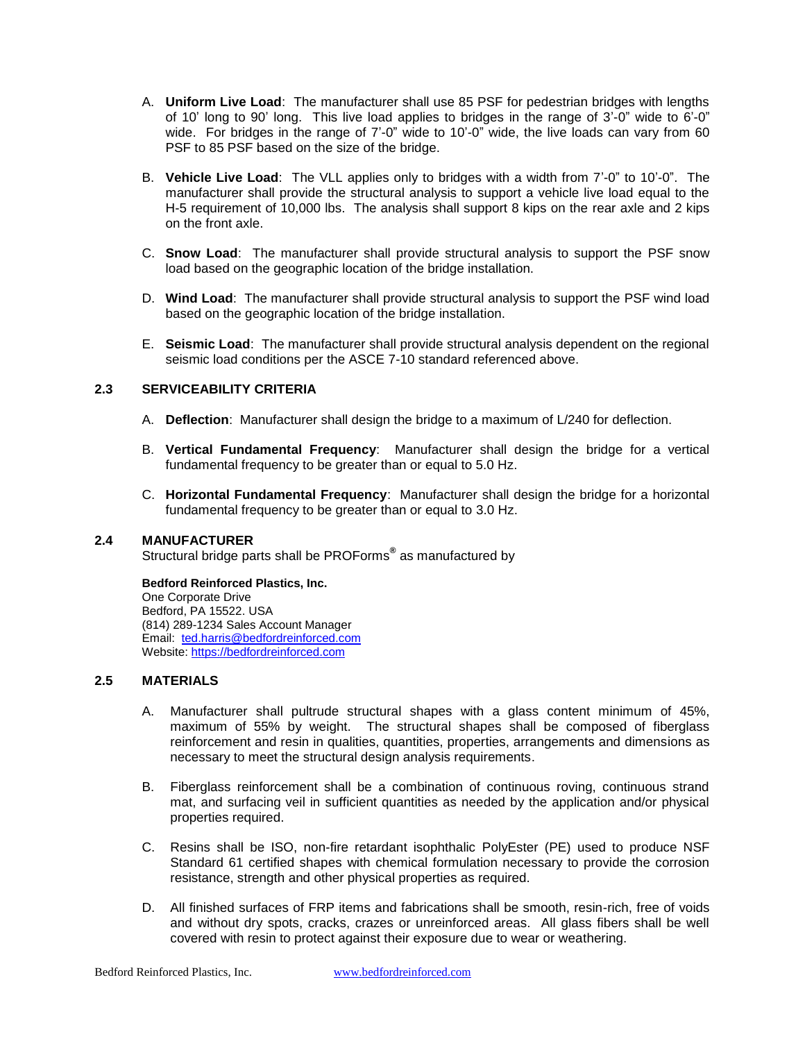A. **Uniform Live Load**: The manufacturer shall use 85 PSF for pedestrian bridges with lengths of 10' long to 90' long. This live load applies to bridges in the range of 3'-0" wide to 6'-0" wide. For bridges in the range of 7'-0" wide to 10'-0" wide, the live loads can vary from 60 PSF to 85 PSF based on the size of the bridge.

B. **Vehicle Live Load**: The VLL applies only to bridges with a width from 7'-0" to 10'-0". The manufacturer shall provide the structural analysis to support a vehicle live load equal to the H-5 requirement of 10,000 lbs. The analysis shall support 8 kips on the rear axle and 2 kips on the front axle.

C. **Snow Load**: The manufacturer shall provide structural analysis to support the PSF snow load based on the geographic location of the bridge installation.

D. **Wind Load**: The manufacturer shall provide structural analysis to support the PSF wind load based on the geographic location of the bridge installation.

E. **Seismic Load**: The manufacturer shall provide structural analysis dependent on the regional seismic load conditions per the ASCE 7-10 standard referenced above.

## 2.3 SERVICEABILITY CRITERIA

A. **Deflection**: Manufacturer shall design the bridge to a maximum of L/240 for deflection.

B. **Vertical Fundamental Frequency**: Manufacturer shall design the bridge for a vertical fundamental frequency to be greater than or equal to 5.0 Hz.

C. **Horizontal Fundamental Frequency**: Manufacturer shall design the bridge for a horizontal fundamental frequency to be greater than or equal to 3.0 Hz.

## 2.4 MANUFACTURER

Structural bridge parts shall be PROForms® as manufactured by

**Bedford Reinforced Plastics, Inc.**
One Corporate Drive
Bedford, PA 15522. USA
(814) 289-1234 Sales Account Manager
Email: ted.harris@bedfordreinforced.com
Website: https://bedfordreinforced.com

## 2.5 MATERIALS

A. Manufacturer shall pultrude structural shapes with a glass content minimum of 45%, maximum of 55% by weight. The structural shapes shall be composed of fiberglass reinforcement and resin in qualities, quantities, properties, arrangements and dimensions as necessary to meet the structural design analysis requirements.

B. Fiberglass reinforcement shall be a combination of continuous roving, continuous strand mat, and surfacing veil in sufficient quantities as needed by the application and/or physical properties required.

C. Resins shall be ISO, non-fire retardant isophthalic PolyEster (PE) used to produce NSF Standard 61 certified shapes with chemical formulation necessary to provide the corrosion resistance, strength and other physical properties as required.

D. All finished surfaces of FRP items and fabrications shall be smooth, resin-rich, free of voids and without dry spots, cracks, crazes or unreinforced areas. All glass fibers shall be well covered with resin to protect against their exposure due to wear or weathering.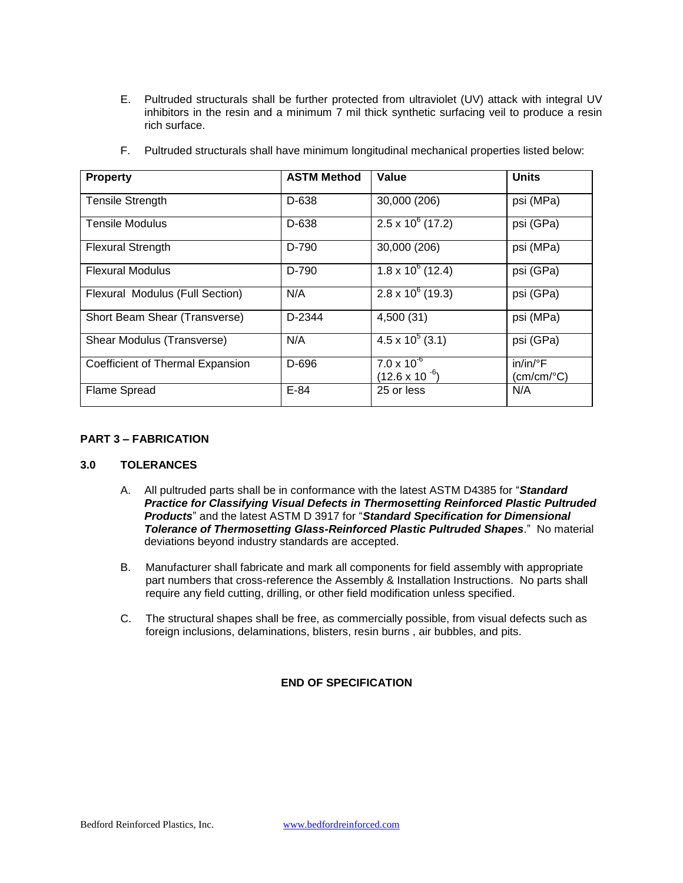E. Pultruded structurals shall be further protected from ultraviolet (UV) attack with integral UV inhibitors in the resin and a minimum 7 mil thick synthetic surfacing veil to produce a resin rich surface.

F. Pultruded structurals shall have minimum longitudinal mechanical properties listed below:

| Property | ASTM Method | Value | Units |
|---|---|---|---|
| Tensile Strength | D-638 | 30,000 (206) | psi (MPa) |
| Tensile Modulus | D-638 | $2.5 \times 10^6$ (17.2) | psi (GPa) |
| Flexural Strength | D-790 | 30,000 (206) | psi (MPa) |
| Flexural Modulus | D-790 | $1.8 \times 10^6$ (12.4) | psi (GPa) |
| Flexural Modulus (Full Section) | N/A | $2.8 \times 10^6$ (19.3) | psi (GPa) |
| Short Beam Shear (Transverse) | D-2344 | 4,500 (31) | psi (MPa) |
| Shear Modulus (Transverse) | N/A | $4.5 \times 10^5$ (3.1) | psi (GPa) |
| Coefficient of Thermal Expansion | D-696 | $7.0 \times 10^{-6}$ ($12.6 \times 10^{-6}$) | in/in/°F (cm/cm/°C) |
| Flame Spread | E-84 | 25 or less | N/A |

## PART 3 – FABRICATION

### 3.0 TOLERANCES

A. All pultruded parts shall be in conformance with the latest ASTM D4385 for "***Standard Practice for Classifying Visual Defects in Thermosetting Reinforced Plastic Pultruded Products***" and the latest ASTM D 3917 for "***Standard Specification for Dimensional Tolerance of Thermosetting Glass-Reinforced Plastic Pultruded Shapes***." No material deviations beyond industry standards are accepted.

B. Manufacturer shall fabricate and mark all components for field assembly with appropriate part numbers that cross-reference the Assembly & Installation Instructions. No parts shall require any field cutting, drilling, or other field modification unless specified.

C. The structural shapes shall be free, as commercially possible, from visual defects such as foreign inclusions, delaminations, blisters, resin burns , air bubbles, and pits.

**END OF SPECIFICATION**